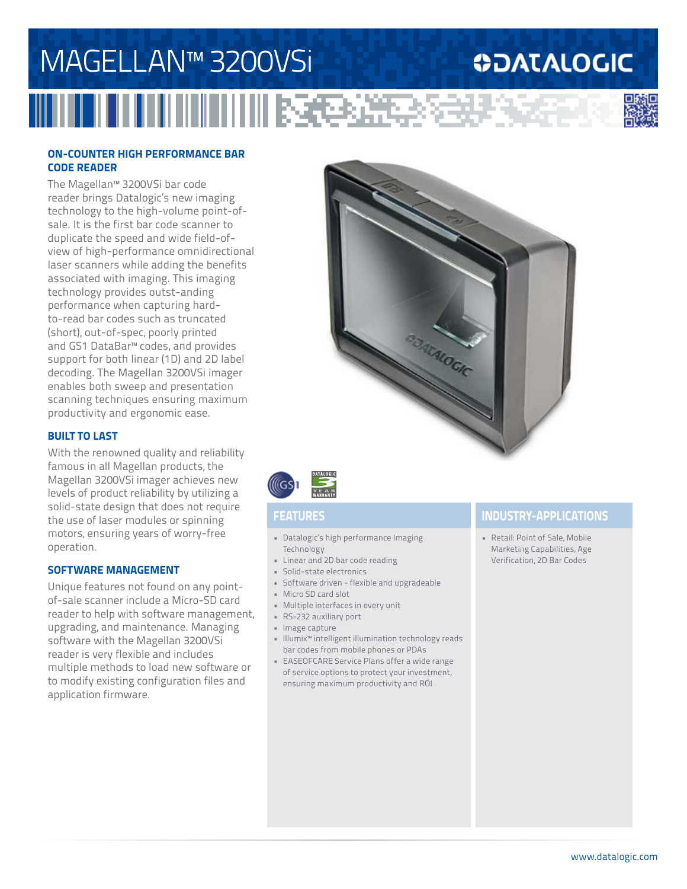# MAGELLAN™ 3200VSi

DATALOGIC

## ON-COUNTER HIGH PERFORMANCE BAR CODE READER

The Magellan™ 3200VSi bar code reader brings Datalogic's new imaging technology to the high-volume point-of-sale. It is the first bar code scanner to duplicate the speed and wide field-of-view of high-performance omnidirectional laser scanners while adding the benefits associated with imaging. This imaging technology provides outst-anding performance when capturing hard-to-read bar codes such as truncated (short), out-of-spec, poorly printed and GS1 DataBar™ codes, and provides support for both linear (1D) and 2D label decoding. The Magellan 3200VSi imager enables both sweep and presentation scanning techniques ensuring maximum productivity and ergonomic ease.

## BUILT TO LAST

With the renowned quality and reliability famous in all Magellan products, the Magellan 3200VSi imager achieves new levels of product reliability by utilizing a solid-state design that does not require the use of laser modules or spinning motors, ensuring years of worry-free operation.

## SOFTWARE MANAGEMENT

Unique features not found on any point-of-sale scanner include a Micro-SD card reader to help with software management, upgrading, and maintenance. Managing software with the Magellan 3200VSi reader is very flexible and includes multiple methods to load new software or to modify existing configuration files and application firmware.

## FEATURES

- Datalogic's high performance Imaging Technology
- Linear and 2D bar code reading
- Solid-state electronics
- Software driven - flexible and upgradeable
- Micro SD card slot
- Multiple interfaces in every unit
- RS-232 auxiliary port
- Image capture
- Illumix™ intelligent illumination technology reads bar codes from mobile phones or PDAs
- EASEOFCARE Service Plans offer a wide range of service options to protect your investment, ensuring maximum productivity and ROI

## INDUSTRY-APPLICATIONS

- Retail: Point of Sale, Mobile Marketing Capabilities, Age Verification, 2D Bar Codes

www.datalogic.com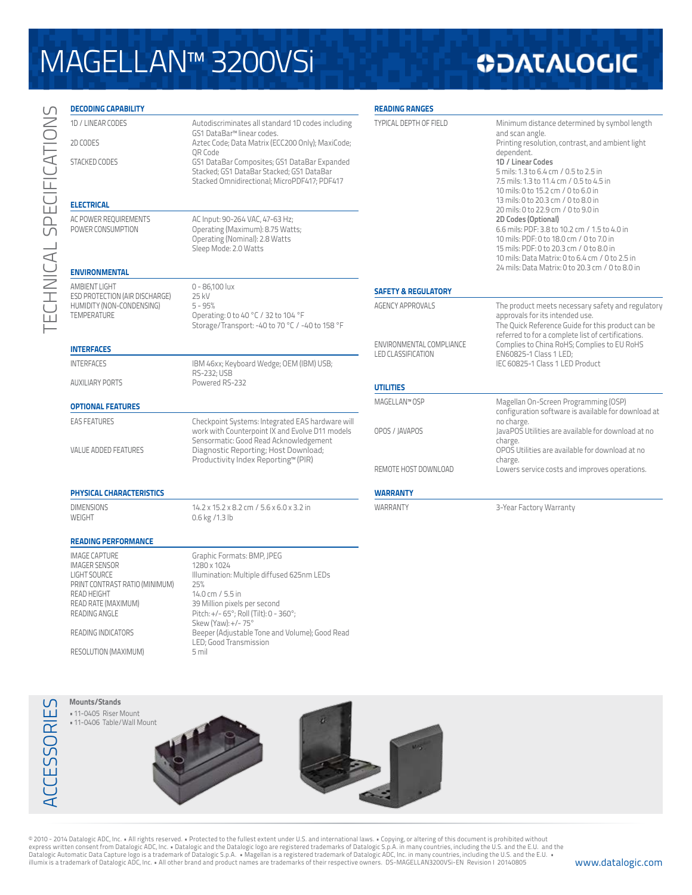# MAGELLAN™ 3200VSi

DATALOGIC

## TECHNICAL SPECIFICATIONS

### DECODING CAPABILITY

| | |
|---|---|
| 1D / LINEAR CODES | Autodiscriminates all standard 1D codes including GS1 DataBar™ linear codes. |
| 2D CODES | Aztec Code; Data Matrix (ECC200 Only); MaxiCode; QR Code |
| STACKED CODES | GS1 DataBar Composites; GS1 DataBar Expanded Stacked; GS1 DataBar Stacked; GS1 DataBar Stacked Omnidirectional; MicroPDF417; PDF417 |

### ELECTRICAL

| | |
|---|---|
| AC POWER REQUIREMENTS | AC Input: 90-264 VAC, 47-63 Hz; |
| POWER CONSUMPTION | Operating (Maximum): 8.75 Watts; Operating (Nominal): 2.8 Watts; Sleep Mode: 2.0 Watts |

### ENVIRONMENTAL

| | |
|---|---|
| AMBIENT LIGHT | 0 - 86,100 lux |
| ESD PROTECTION (AIR DISCHARGE) | 25 kV |
| HUMIDITY (NON-CONDENSING) | 5 - 95% |
| TEMPERATURE | Operating: 0 to 40 °C / 32 to 104 °F<br>Storage/Transport: -40 to 70 °C / -40 to 158 °F |

### INTERFACES

| | |
|---|---|
| INTERFACES | IBM 46xx; Keyboard Wedge; OEM (IBM) USB; RS-232; USB |
| AUXILIARY PORTS | Powered RS-232 |

### OPTIONAL FEATURES

| | |
|---|---|
| EAS FEATURES | Checkpoint Systems: Integrated EAS hardware will work with Counterpoint IX and Evolve D11 models<br>Sensormatic: Good Read Acknowledgement |
| VALUE ADDED FEATURES | Diagnostic Reporting; Host Download; Productivity Index Reporting™ (PIR) |

### PHYSICAL CHARACTERISTICS

| | |
|---|---|
| DIMENSIONS | 14.2 x 15.2 x 8.2 cm / 5.6 x 6.0 x 3.2 in |
| WEIGHT | 0.6 kg /1.3 lb |

### READING PERFORMANCE

| | |
|---|---|
| IMAGE CAPTURE | Graphic Formats: BMP, JPEG |
| IMAGER SENSOR | 1280 x 1024 |
| LIGHT SOURCE | Illumination: Multiple diffused 625nm LEDs |
| PRINT CONTRAST RATIO (MINIMUM) | 25% |
| READ HEIGHT | 14.0 cm / 5.5 in |
| READ RATE (MAXIMUM) | 39 Million pixels per second |
| READING ANGLE | Pitch: +/- 65°; Roll (Tilt): 0 - 360°; Skew (Yaw): +/- 75° |
| READING INDICATORS | Beeper (Adjustable Tone and Volume); Good Read LED; Good Transmission |
| RESOLUTION (MAXIMUM) | 5 mil |

### READING RANGES

| | |
|---|---|
| TYPICAL DEPTH OF FIELD | Minimum distance determined by symbol length and scan angle.<br>Printing resolution, contrast, and ambient light dependent.<br>**1D / Linear Codes**<br>5 mils: 1.3 to 6.4 cm / 0.5 to 2.5 in<br>7.5 mils: 1.3 to 11.4 cm / 0.5 to 4.5 in<br>10 mils: 0 to 15.2 cm / 0 to 6.0 in<br>13 mils: 0 to 20.3 cm / 0 to 8.0 in<br>20 mils: 0 to 22.9 cm / 0 to 9.0 in<br>**2D Codes (Optional)**<br>6.6 mils: PDF: 3.8 to 10.2 cm / 1.5 to 4.0 in<br>10 mils: PDF: 0 to 18.0 cm / 0 to 7.0 in<br>15 mils: PDF: 0 to 20.3 cm / 0 to 8.0 in<br>10 mils: Data Matrix: 0 to 6.4 cm / 0 to 2.5 in<br>24 mils: Data Matrix: 0 to 20.3 cm / 0 to 8.0 in |

### SAFETY & REGULATORY

| | |
|---|---|
| AGENCY APPROVALS | The product meets necessary safety and regulatory approvals for its intended use.<br>The Quick Reference Guide for this product can be referred to for a complete list of certifications. |
| ENVIRONMENTAL COMPLIANCE | Complies to China RoHS; Complies to EU RoHS |
| LED CLASSIFICATION | EN60825-1 Class 1 LED;<br>IEC 60825-1 Class 1 LED Product |

### UTILITIES

| | |
|---|---|
| MAGELLAN™ OSP | Magellan On-Screen Programming (OSP) configuration software is available for download at no charge. |
| OPOS / JAVAPOS | JavaPOS Utilities are available for download at no charge.<br>OPOS Utilities are available for download at no charge. |
| REMOTE HOST DOWNLOAD | Lowers service costs and improves operations. |

### WARRANTY

| | |
|---|---|
| WARRANTY | 3-Year Factory Warranty |

## ACCESSORIES

**Mounts/Stands**

- 11-0405 Riser Mount
- 11-0406 Table/Wall Mount

© 2010 - 2014 Datalogic ADC, Inc. • All rights reserved. • Protected to the fullest extent under U.S. and international laws. • Copying, or altering of this document is prohibited without express written consent from Datalogic ADC, Inc. • Datalogic and the Datalogic logo are registered trademarks of Datalogic S.p.A. in many countries, including the U.S. and the E.U. and the Datalogic Automatic Data Capture logo is a trademark of Datalogic S.p.A. • Magellan is a registered trademark of Datalogic ADC, Inc. in many countries, including the U.S. and the E.U. • illumix is a trademark of Datalogic ADC, Inc. • All other brand and product names are trademarks of their respective owners. DS-MAGELLAN3200VSi-EN Revision I 20140805

www.datalogic.com